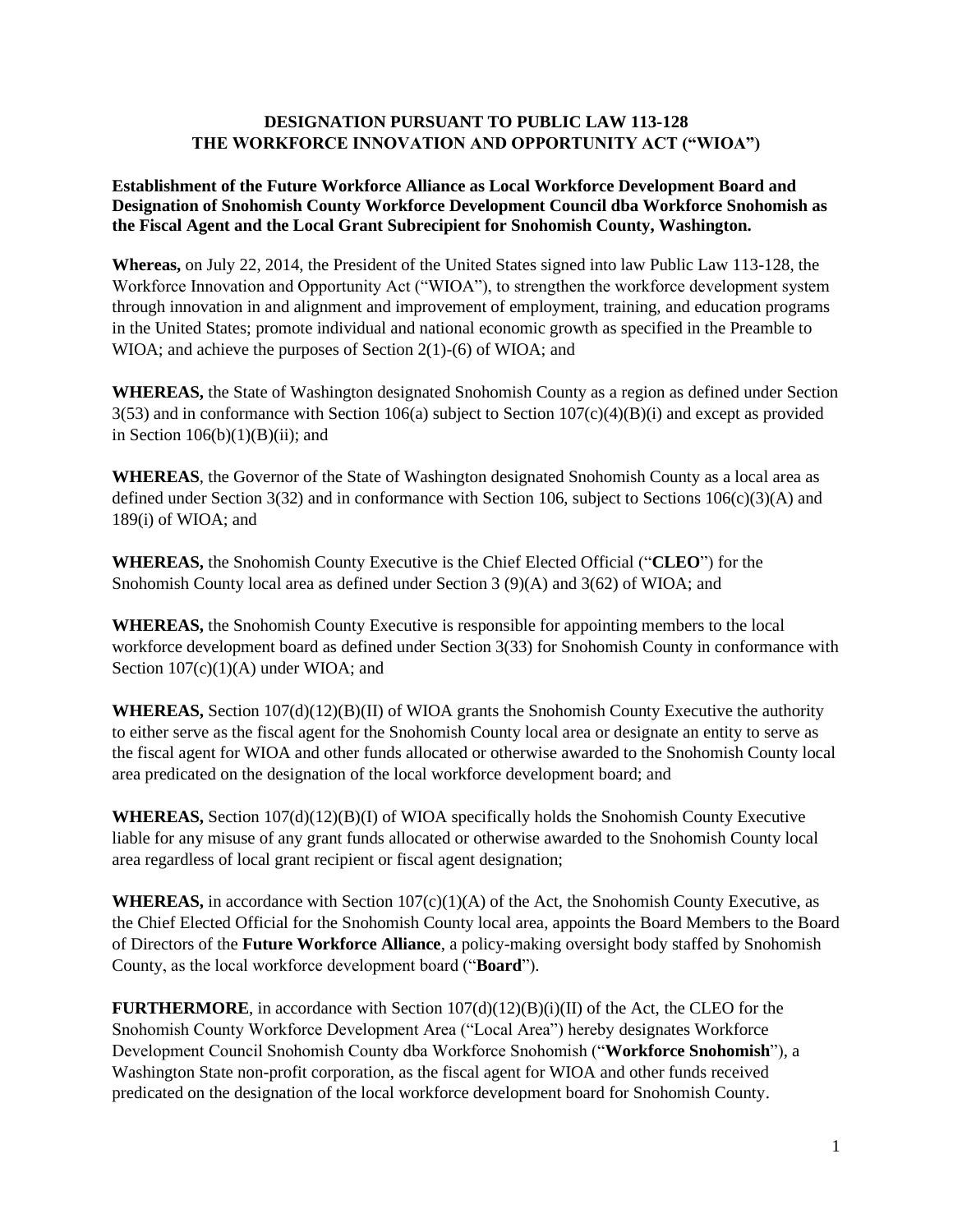**DESIGNATION PURSUANT TO PUBLIC LAW 113-128**
**THE WORKFORCE INNOVATION AND OPPORTUNITY ACT ("WIOA")**

**Establishment of the Future Workforce Alliance as Local Workforce Development Board and Designation of Snohomish County Workforce Development Council dba Workforce Snohomish as the Fiscal Agent and the Local Grant Subrecipient for Snohomish County, Washington.**

**Whereas,** on July 22, 2014, the President of the United States signed into law Public Law 113-128, the Workforce Innovation and Opportunity Act ("WIOA"), to strengthen the workforce development system through innovation in and alignment and improvement of employment, training, and education programs in the United States; promote individual and national economic growth as specified in the Preamble to WIOA; and achieve the purposes of Section 2(1)-(6) of WIOA; and

**WHEREAS,** the State of Washington designated Snohomish County as a region as defined under Section 3(53) and in conformance with Section 106(a) subject to Section 107(c)(4)(B)(i) and except as provided in Section 106(b)(1)(B)(ii); and

**WHEREAS**, the Governor of the State of Washington designated Snohomish County as a local area as defined under Section 3(32) and in conformance with Section 106, subject to Sections 106(c)(3)(A) and 189(i) of WIOA; and

**WHEREAS,** the Snohomish County Executive is the Chief Elected Official ("**CLEO**") for the Snohomish County local area as defined under Section 3 (9)(A) and 3(62) of WIOA; and

**WHEREAS,** the Snohomish County Executive is responsible for appointing members to the local workforce development board as defined under Section 3(33) for Snohomish County in conformance with Section 107(c)(1)(A) under WIOA; and

**WHEREAS,** Section 107(d)(12)(B)(II) of WIOA grants the Snohomish County Executive the authority to either serve as the fiscal agent for the Snohomish County local area or designate an entity to serve as the fiscal agent for WIOA and other funds allocated or otherwise awarded to the Snohomish County local area predicated on the designation of the local workforce development board; and

**WHEREAS,** Section 107(d)(12)(B)(I) of WIOA specifically holds the Snohomish County Executive liable for any misuse of any grant funds allocated or otherwise awarded to the Snohomish County local area regardless of local grant recipient or fiscal agent designation;

**WHEREAS,** in accordance with Section 107(c)(1)(A) of the Act, the Snohomish County Executive, as the Chief Elected Official for the Snohomish County local area, appoints the Board Members to the Board of Directors of the **Future Workforce Alliance**, a policy-making oversight body staffed by Snohomish County, as the local workforce development board ("**Board**").

**FURTHERMORE**, in accordance with Section 107(d)(12)(B)(i)(II) of the Act, the CLEO for the Snohomish County Workforce Development Area ("Local Area") hereby designates Workforce Development Council Snohomish County dba Workforce Snohomish ("**Workforce Snohomish**"), a Washington State non-profit corporation, as the fiscal agent for WIOA and other funds received predicated on the designation of the local workforce development board for Snohomish County.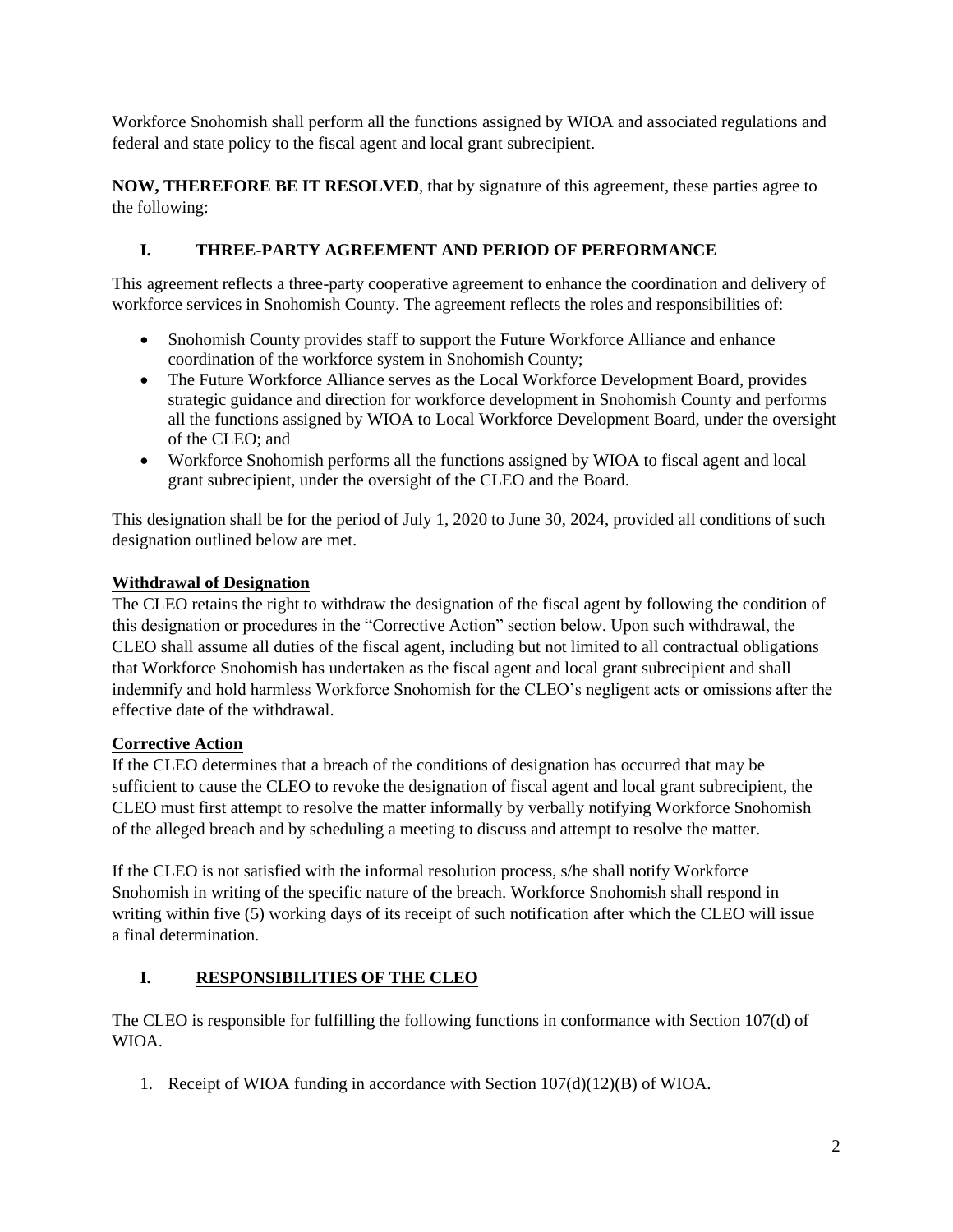Workforce Snohomish shall perform all the functions assigned by WIOA and associated regulations and federal and state policy to the fiscal agent and local grant subrecipient.

**NOW, THEREFORE BE IT RESOLVED**, that by signature of this agreement, these parties agree to the following:

## I. THREE-PARTY AGREEMENT AND PERIOD OF PERFORMANCE

This agreement reflects a three-party cooperative agreement to enhance the coordination and delivery of workforce services in Snohomish County. The agreement reflects the roles and responsibilities of:

- Snohomish County provides staff to support the Future Workforce Alliance and enhance coordination of the workforce system in Snohomish County;
- The Future Workforce Alliance serves as the Local Workforce Development Board, provides strategic guidance and direction for workforce development in Snohomish County and performs all the functions assigned by WIOA to Local Workforce Development Board, under the oversight of the CLEO; and
- Workforce Snohomish performs all the functions assigned by WIOA to fiscal agent and local grant subrecipient, under the oversight of the CLEO and the Board.

This designation shall be for the period of July 1, 2020 to June 30, 2024, provided all conditions of such designation outlined below are met.

### Withdrawal of Designation

The CLEO retains the right to withdraw the designation of the fiscal agent by following the condition of this designation or procedures in the "Corrective Action" section below. Upon such withdrawal, the CLEO shall assume all duties of the fiscal agent, including but not limited to all contractual obligations that Workforce Snohomish has undertaken as the fiscal agent and local grant subrecipient and shall indemnify and hold harmless Workforce Snohomish for the CLEO's negligent acts or omissions after the effective date of the withdrawal.

### Corrective Action

If the CLEO determines that a breach of the conditions of designation has occurred that may be sufficient to cause the CLEO to revoke the designation of fiscal agent and local grant subrecipient, the CLEO must first attempt to resolve the matter informally by verbally notifying Workforce Snohomish of the alleged breach and by scheduling a meeting to discuss and attempt to resolve the matter.

If the CLEO is not satisfied with the informal resolution process, s/he shall notify Workforce Snohomish in writing of the specific nature of the breach. Workforce Snohomish shall respond in writing within five (5) working days of its receipt of such notification after which the CLEO will issue a final determination.

## I. RESPONSIBILITIES OF THE CLEO

The CLEO is responsible for fulfilling the following functions in conformance with Section 107(d) of WIOA.

1. Receipt of WIOA funding in accordance with Section 107(d)(12)(B) of WIOA.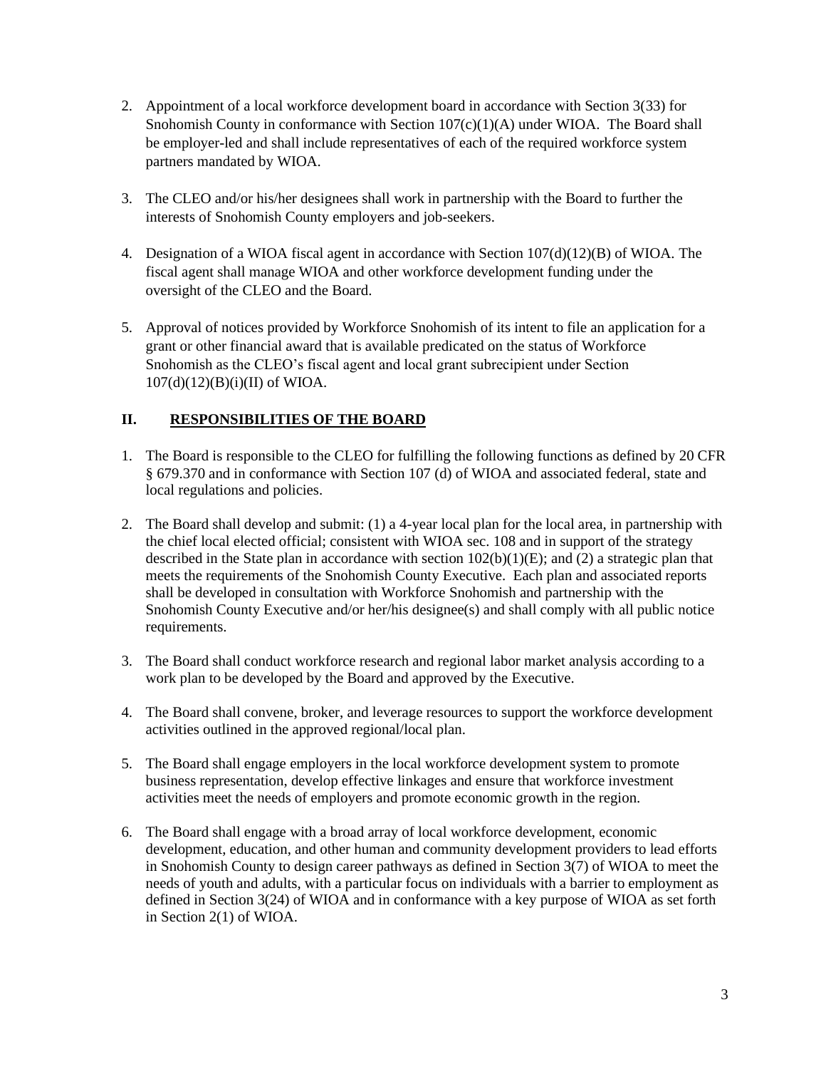2. Appointment of a local workforce development board in accordance with Section 3(33) for Snohomish County in conformance with Section 107(c)(1)(A) under WIOA. The Board shall be employer-led and shall include representatives of each of the required workforce system partners mandated by WIOA.

3. The CLEO and/or his/her designees shall work in partnership with the Board to further the interests of Snohomish County employers and job-seekers.

4. Designation of a WIOA fiscal agent in accordance with Section 107(d)(12)(B) of WIOA. The fiscal agent shall manage WIOA and other workforce development funding under the oversight of the CLEO and the Board.

5. Approval of notices provided by Workforce Snohomish of its intent to file an application for a grant or other financial award that is available predicated on the status of Workforce Snohomish as the CLEO's fiscal agent and local grant subrecipient under Section 107(d)(12)(B)(i)(II) of WIOA.

## II. RESPONSIBILITIES OF THE BOARD

1. The Board is responsible to the CLEO for fulfilling the following functions as defined by 20 CFR § 679.370 and in conformance with Section 107 (d) of WIOA and associated federal, state and local regulations and policies.

2. The Board shall develop and submit: (1) a 4-year local plan for the local area, in partnership with the chief local elected official; consistent with WIOA sec. 108 and in support of the strategy described in the State plan in accordance with section 102(b)(1)(E); and (2) a strategic plan that meets the requirements of the Snohomish County Executive. Each plan and associated reports shall be developed in consultation with Workforce Snohomish and partnership with the Snohomish County Executive and/or her/his designee(s) and shall comply with all public notice requirements.

3. The Board shall conduct workforce research and regional labor market analysis according to a work plan to be developed by the Board and approved by the Executive.

4. The Board shall convene, broker, and leverage resources to support the workforce development activities outlined in the approved regional/local plan.

5. The Board shall engage employers in the local workforce development system to promote business representation, develop effective linkages and ensure that workforce investment activities meet the needs of employers and promote economic growth in the region.

6. The Board shall engage with a broad array of local workforce development, economic development, education, and other human and community development providers to lead efforts in Snohomish County to design career pathways as defined in Section 3(7) of WIOA to meet the needs of youth and adults, with a particular focus on individuals with a barrier to employment as defined in Section 3(24) of WIOA and in conformance with a key purpose of WIOA as set forth in Section 2(1) of WIOA.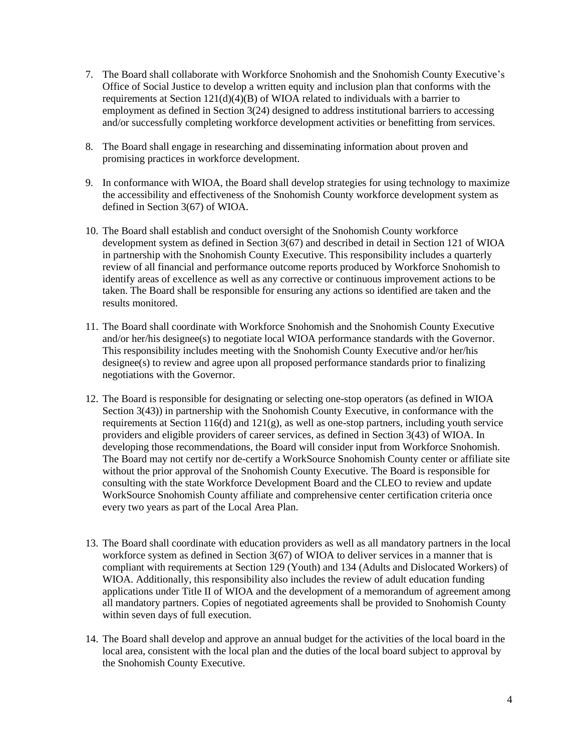7. The Board shall collaborate with Workforce Snohomish and the Snohomish County Executive's Office of Social Justice to develop a written equity and inclusion plan that conforms with the requirements at Section 121(d)(4)(B) of WIOA related to individuals with a barrier to employment as defined in Section 3(24) designed to address institutional barriers to accessing and/or successfully completing workforce development activities or benefitting from services.

8. The Board shall engage in researching and disseminating information about proven and promising practices in workforce development.

9. In conformance with WIOA, the Board shall develop strategies for using technology to maximize the accessibility and effectiveness of the Snohomish County workforce development system as defined in Section 3(67) of WIOA.

10. The Board shall establish and conduct oversight of the Snohomish County workforce development system as defined in Section 3(67) and described in detail in Section 121 of WIOA in partnership with the Snohomish County Executive. This responsibility includes a quarterly review of all financial and performance outcome reports produced by Workforce Snohomish to identify areas of excellence as well as any corrective or continuous improvement actions to be taken. The Board shall be responsible for ensuring any actions so identified are taken and the results monitored.

11. The Board shall coordinate with Workforce Snohomish and the Snohomish County Executive and/or her/his designee(s) to negotiate local WIOA performance standards with the Governor. This responsibility includes meeting with the Snohomish County Executive and/or her/his designee(s) to review and agree upon all proposed performance standards prior to finalizing negotiations with the Governor.

12. The Board is responsible for designating or selecting one-stop operators (as defined in WIOA Section 3(43)) in partnership with the Snohomish County Executive, in conformance with the requirements at Section 116(d) and 121(g), as well as one-stop partners, including youth service providers and eligible providers of career services, as defined in Section 3(43) of WIOA. In developing those recommendations, the Board will consider input from Workforce Snohomish. The Board may not certify nor de-certify a WorkSource Snohomish County center or affiliate site without the prior approval of the Snohomish County Executive. The Board is responsible for consulting with the state Workforce Development Board and the CLEO to review and update WorkSource Snohomish County affiliate and comprehensive center certification criteria once every two years as part of the Local Area Plan.

13. The Board shall coordinate with education providers as well as all mandatory partners in the local workforce system as defined in Section 3(67) of WIOA to deliver services in a manner that is compliant with requirements at Section 129 (Youth) and 134 (Adults and Dislocated Workers) of WIOA. Additionally, this responsibility also includes the review of adult education funding applications under Title II of WIOA and the development of a memorandum of agreement among all mandatory partners. Copies of negotiated agreements shall be provided to Snohomish County within seven days of full execution.

14. The Board shall develop and approve an annual budget for the activities of the local board in the local area, consistent with the local plan and the duties of the local board subject to approval by the Snohomish County Executive.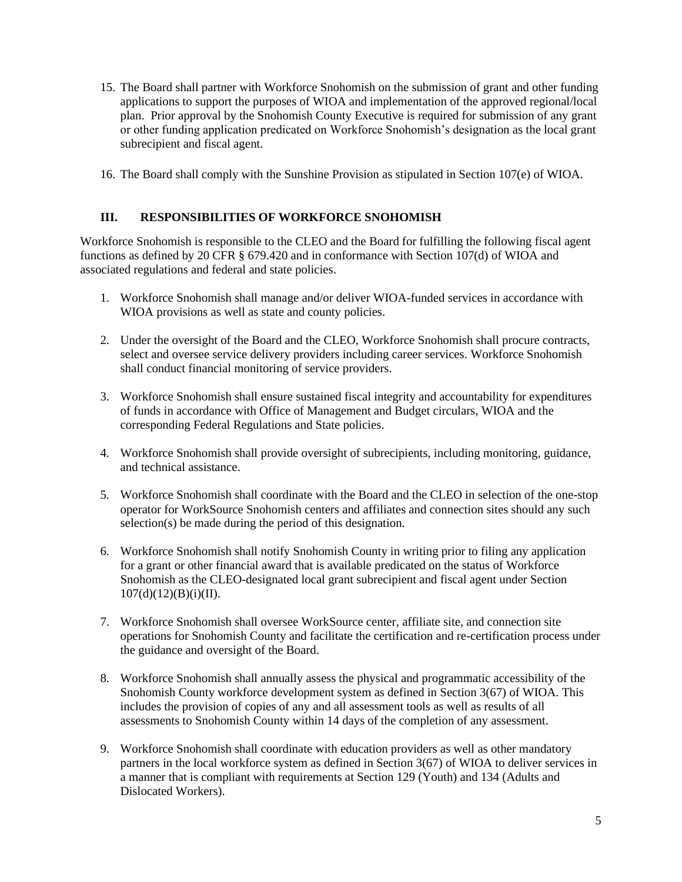15. The Board shall partner with Workforce Snohomish on the submission of grant and other funding applications to support the purposes of WIOA and implementation of the approved regional/local plan. Prior approval by the Snohomish County Executive is required for submission of any grant or other funding application predicated on Workforce Snohomish's designation as the local grant subrecipient and fiscal agent.

16. The Board shall comply with the Sunshine Provision as stipulated in Section 107(e) of WIOA.

## III. RESPONSIBILITIES OF WORKFORCE SNOHOMISH

Workforce Snohomish is responsible to the CLEO and the Board for fulfilling the following fiscal agent functions as defined by 20 CFR § 679.420 and in conformance with Section 107(d) of WIOA and associated regulations and federal and state policies.

1. Workforce Snohomish shall manage and/or deliver WIOA-funded services in accordance with WIOA provisions as well as state and county policies.

2. Under the oversight of the Board and the CLEO, Workforce Snohomish shall procure contracts, select and oversee service delivery providers including career services. Workforce Snohomish shall conduct financial monitoring of service providers.

3. Workforce Snohomish shall ensure sustained fiscal integrity and accountability for expenditures of funds in accordance with Office of Management and Budget circulars, WIOA and the corresponding Federal Regulations and State policies.

4. Workforce Snohomish shall provide oversight of subrecipients, including monitoring, guidance, and technical assistance.

5. Workforce Snohomish shall coordinate with the Board and the CLEO in selection of the one-stop operator for WorkSource Snohomish centers and affiliates and connection sites should any such selection(s) be made during the period of this designation.

6. Workforce Snohomish shall notify Snohomish County in writing prior to filing any application for a grant or other financial award that is available predicated on the status of Workforce Snohomish as the CLEO-designated local grant subrecipient and fiscal agent under Section 107(d)(12)(B)(i)(II).

7. Workforce Snohomish shall oversee WorkSource center, affiliate site, and connection site operations for Snohomish County and facilitate the certification and re-certification process under the guidance and oversight of the Board.

8. Workforce Snohomish shall annually assess the physical and programmatic accessibility of the Snohomish County workforce development system as defined in Section 3(67) of WIOA. This includes the provision of copies of any and all assessment tools as well as results of all assessments to Snohomish County within 14 days of the completion of any assessment.

9. Workforce Snohomish shall coordinate with education providers as well as other mandatory partners in the local workforce system as defined in Section 3(67) of WIOA to deliver services in a manner that is compliant with requirements at Section 129 (Youth) and 134 (Adults and Dislocated Workers).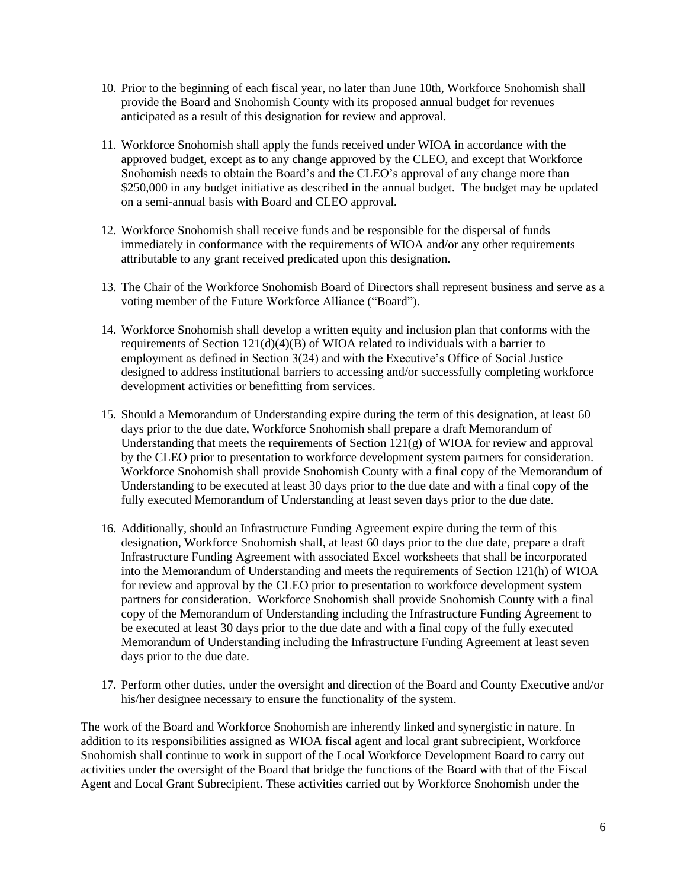10. Prior to the beginning of each fiscal year, no later than June 10th, Workforce Snohomish shall provide the Board and Snohomish County with its proposed annual budget for revenues anticipated as a result of this designation for review and approval.

11. Workforce Snohomish shall apply the funds received under WIOA in accordance with the approved budget, except as to any change approved by the CLEO, and except that Workforce Snohomish needs to obtain the Board's and the CLEO's approval of any change more than $250,000 in any budget initiative as described in the annual budget. The budget may be updated on a semi-annual basis with Board and CLEO approval.

12. Workforce Snohomish shall receive funds and be responsible for the dispersal of funds immediately in conformance with the requirements of WIOA and/or any other requirements attributable to any grant received predicated upon this designation.

13. The Chair of the Workforce Snohomish Board of Directors shall represent business and serve as a voting member of the Future Workforce Alliance ("Board").

14. Workforce Snohomish shall develop a written equity and inclusion plan that conforms with the requirements of Section 121(d)(4)(B) of WIOA related to individuals with a barrier to employment as defined in Section 3(24) and with the Executive's Office of Social Justice designed to address institutional barriers to accessing and/or successfully completing workforce development activities or benefitting from services.

15. Should a Memorandum of Understanding expire during the term of this designation, at least 60 days prior to the due date, Workforce Snohomish shall prepare a draft Memorandum of Understanding that meets the requirements of Section 121(g) of WIOA for review and approval by the CLEO prior to presentation to workforce development system partners for consideration. Workforce Snohomish shall provide Snohomish County with a final copy of the Memorandum of Understanding to be executed at least 30 days prior to the due date and with a final copy of the fully executed Memorandum of Understanding at least seven days prior to the due date.

16. Additionally, should an Infrastructure Funding Agreement expire during the term of this designation, Workforce Snohomish shall, at least 60 days prior to the due date, prepare a draft Infrastructure Funding Agreement with associated Excel worksheets that shall be incorporated into the Memorandum of Understanding and meets the requirements of Section 121(h) of WIOA for review and approval by the CLEO prior to presentation to workforce development system partners for consideration. Workforce Snohomish shall provide Snohomish County with a final copy of the Memorandum of Understanding including the Infrastructure Funding Agreement to be executed at least 30 days prior to the due date and with a final copy of the fully executed Memorandum of Understanding including the Infrastructure Funding Agreement at least seven days prior to the due date.

17. Perform other duties, under the oversight and direction of the Board and County Executive and/or his/her designee necessary to ensure the functionality of the system.

The work of the Board and Workforce Snohomish are inherently linked and synergistic in nature. In addition to its responsibilities assigned as WIOA fiscal agent and local grant subrecipient, Workforce Snohomish shall continue to work in support of the Local Workforce Development Board to carry out activities under the oversight of the Board that bridge the functions of the Board with that of the Fiscal Agent and Local Grant Subrecipient. These activities carried out by Workforce Snohomish under the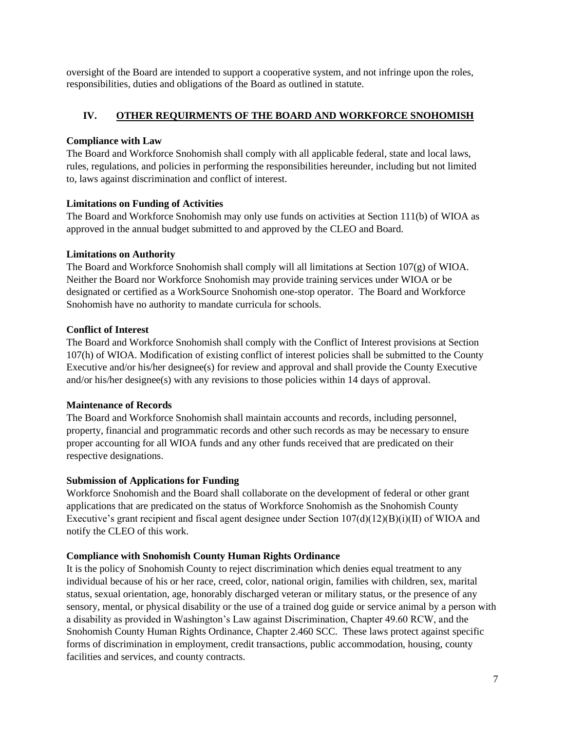oversight of the Board are intended to support a cooperative system, and not infringe upon the roles, responsibilities, duties and obligations of the Board as outlined in statute.

## IV. OTHER REQUIRMENTS OF THE BOARD AND WORKFORCE SNOHOMISH

**Compliance with Law**

The Board and Workforce Snohomish shall comply with all applicable federal, state and local laws, rules, regulations, and policies in performing the responsibilities hereunder, including but not limited to, laws against discrimination and conflict of interest.

**Limitations on Funding of Activities**

The Board and Workforce Snohomish may only use funds on activities at Section 111(b) of WIOA as approved in the annual budget submitted to and approved by the CLEO and Board.

**Limitations on Authority**

The Board and Workforce Snohomish shall comply will all limitations at Section 107(g) of WIOA. Neither the Board nor Workforce Snohomish may provide training services under WIOA or be designated or certified as a WorkSource Snohomish one-stop operator. The Board and Workforce Snohomish have no authority to mandate curricula for schools.

**Conflict of Interest**

The Board and Workforce Snohomish shall comply with the Conflict of Interest provisions at Section 107(h) of WIOA. Modification of existing conflict of interest policies shall be submitted to the County Executive and/or his/her designee(s) for review and approval and shall provide the County Executive and/or his/her designee(s) with any revisions to those policies within 14 days of approval.

**Maintenance of Records**

The Board and Workforce Snohomish shall maintain accounts and records, including personnel, property, financial and programmatic records and other such records as may be necessary to ensure proper accounting for all WIOA funds and any other funds received that are predicated on their respective designations.

**Submission of Applications for Funding**

Workforce Snohomish and the Board shall collaborate on the development of federal or other grant applications that are predicated on the status of Workforce Snohomish as the Snohomish County Executive's grant recipient and fiscal agent designee under Section 107(d)(12)(B)(i)(II) of WIOA and notify the CLEO of this work.

**Compliance with Snohomish County Human Rights Ordinance**

It is the policy of Snohomish County to reject discrimination which denies equal treatment to any individual because of his or her race, creed, color, national origin, families with children, sex, marital status, sexual orientation, age, honorably discharged veteran or military status, or the presence of any sensory, mental, or physical disability or the use of a trained dog guide or service animal by a person with a disability as provided in Washington's Law against Discrimination, Chapter 49.60 RCW, and the Snohomish County Human Rights Ordinance, Chapter 2.460 SCC. These laws protect against specific forms of discrimination in employment, credit transactions, public accommodation, housing, county facilities and services, and county contracts.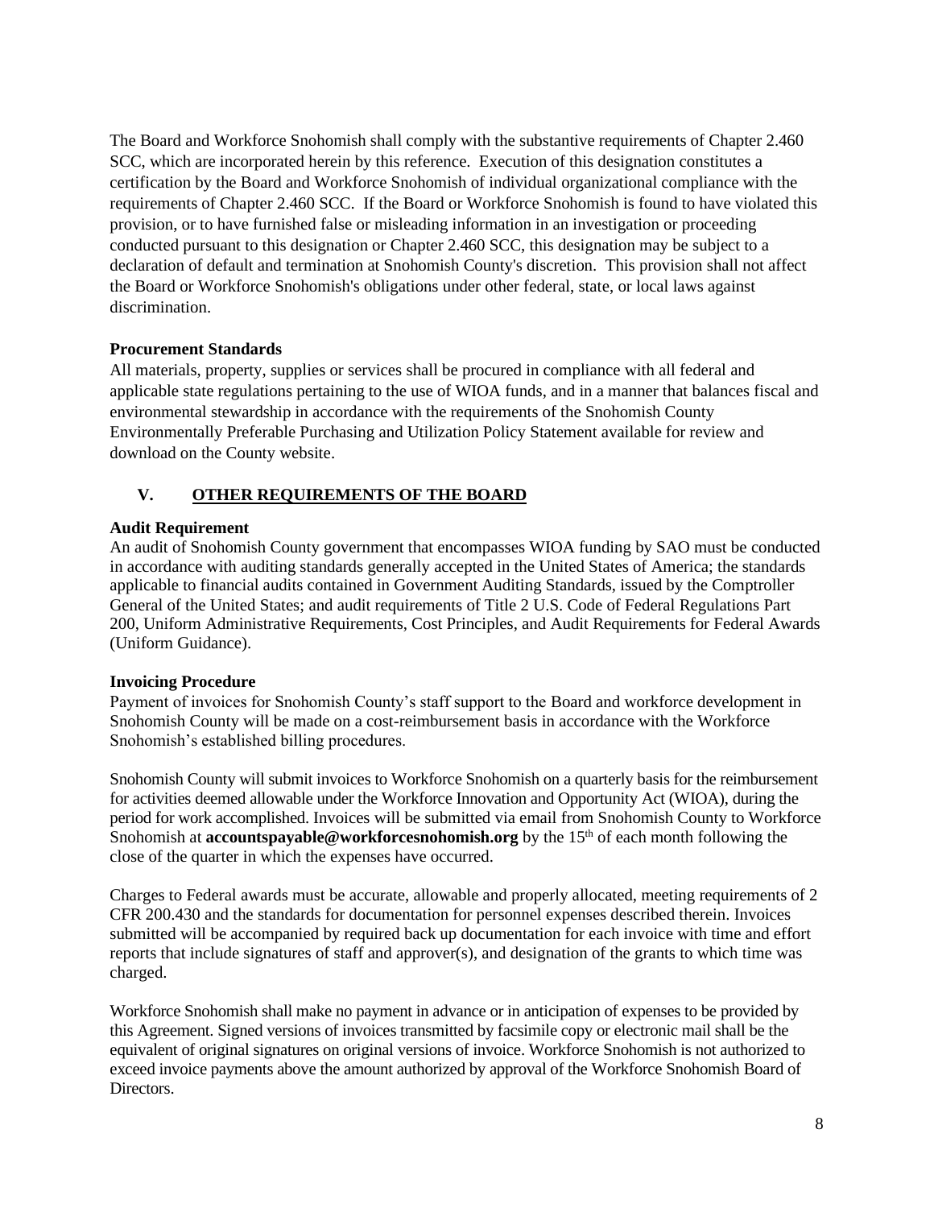The Board and Workforce Snohomish shall comply with the substantive requirements of Chapter 2.460 SCC, which are incorporated herein by this reference. Execution of this designation constitutes a certification by the Board and Workforce Snohomish of individual organizational compliance with the requirements of Chapter 2.460 SCC. If the Board or Workforce Snohomish is found to have violated this provision, or to have furnished false or misleading information in an investigation or proceeding conducted pursuant to this designation or Chapter 2.460 SCC, this designation may be subject to a declaration of default and termination at Snohomish County's discretion. This provision shall not affect the Board or Workforce Snohomish's obligations under other federal, state, or local laws against discrimination.

**Procurement Standards**

All materials, property, supplies or services shall be procured in compliance with all federal and applicable state regulations pertaining to the use of WIOA funds, and in a manner that balances fiscal and environmental stewardship in accordance with the requirements of the Snohomish County Environmentally Preferable Purchasing and Utilization Policy Statement available for review and download on the County website.

## V. OTHER REQUIREMENTS OF THE BOARD

**Audit Requirement**

An audit of Snohomish County government that encompasses WIOA funding by SAO must be conducted in accordance with auditing standards generally accepted in the United States of America; the standards applicable to financial audits contained in Government Auditing Standards, issued by the Comptroller General of the United States; and audit requirements of Title 2 U.S. Code of Federal Regulations Part 200, Uniform Administrative Requirements, Cost Principles, and Audit Requirements for Federal Awards (Uniform Guidance).

**Invoicing Procedure**

Payment of invoices for Snohomish County's staff support to the Board and workforce development in Snohomish County will be made on a cost-reimbursement basis in accordance with the Workforce Snohomish's established billing procedures.

Snohomish County will submit invoices to Workforce Snohomish on a quarterly basis for the reimbursement for activities deemed allowable under the Workforce Innovation and Opportunity Act (WIOA), during the period for work accomplished. Invoices will be submitted via email from Snohomish County to Workforce Snohomish at **accountspayable@workforcesnohomish.org** by the 15th of each month following the close of the quarter in which the expenses have occurred.

Charges to Federal awards must be accurate, allowable and properly allocated, meeting requirements of 2 CFR 200.430 and the standards for documentation for personnel expenses described therein. Invoices submitted will be accompanied by required back up documentation for each invoice with time and effort reports that include signatures of staff and approver(s), and designation of the grants to which time was charged.

Workforce Snohomish shall make no payment in advance or in anticipation of expenses to be provided by this Agreement. Signed versions of invoices transmitted by facsimile copy or electronic mail shall be the equivalent of original signatures on original versions of invoice. Workforce Snohomish is not authorized to exceed invoice payments above the amount authorized by approval of the Workforce Snohomish Board of Directors.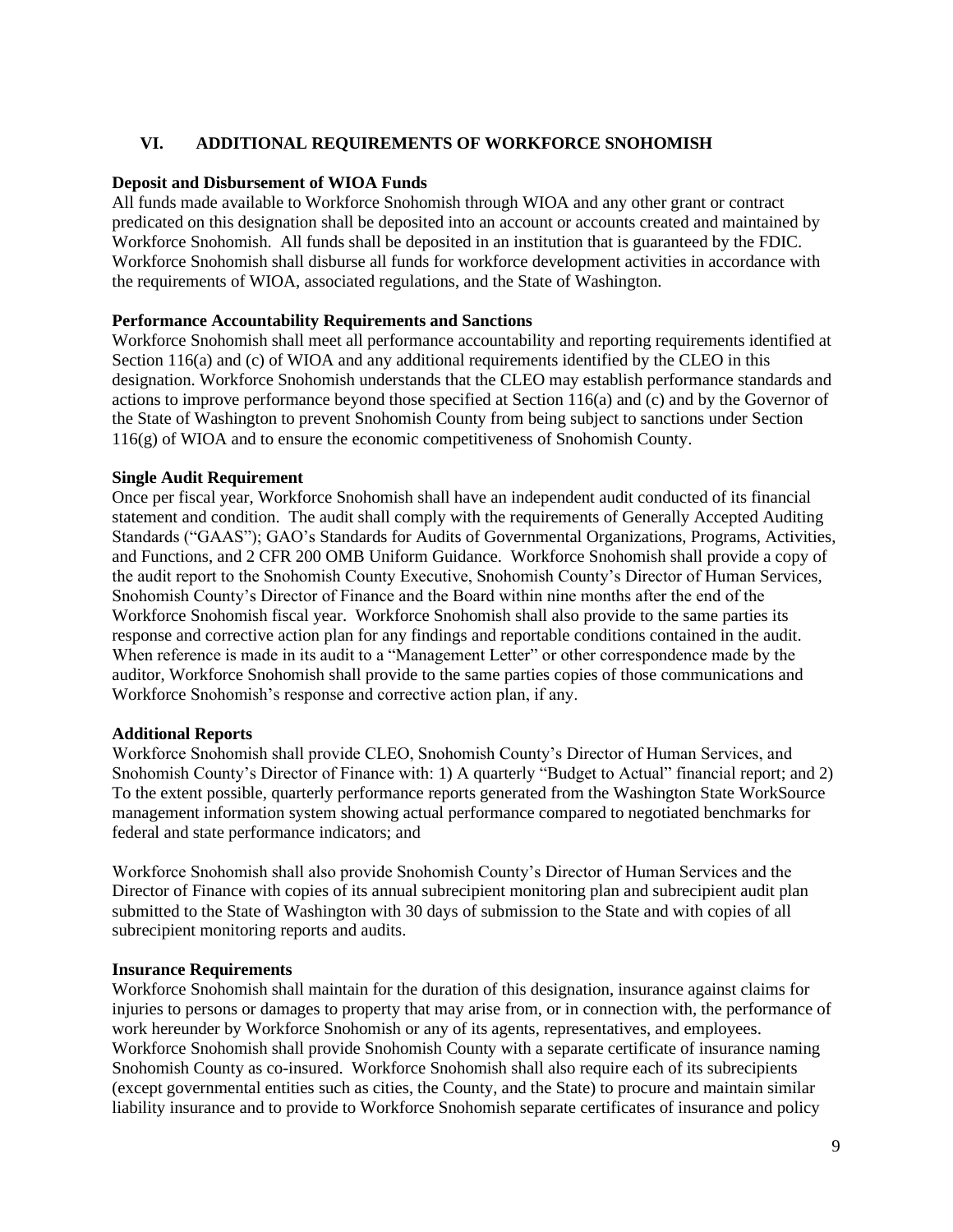## VI. ADDITIONAL REQUIREMENTS OF WORKFORCE SNOHOMISH

**Deposit and Disbursement of WIOA Funds**

All funds made available to Workforce Snohomish through WIOA and any other grant or contract predicated on this designation shall be deposited into an account or accounts created and maintained by Workforce Snohomish. All funds shall be deposited in an institution that is guaranteed by the FDIC. Workforce Snohomish shall disburse all funds for workforce development activities in accordance with the requirements of WIOA, associated regulations, and the State of Washington.

**Performance Accountability Requirements and Sanctions**

Workforce Snohomish shall meet all performance accountability and reporting requirements identified at Section 116(a) and (c) of WIOA and any additional requirements identified by the CLEO in this designation. Workforce Snohomish understands that the CLEO may establish performance standards and actions to improve performance beyond those specified at Section 116(a) and (c) and by the Governor of the State of Washington to prevent Snohomish County from being subject to sanctions under Section 116(g) of WIOA and to ensure the economic competitiveness of Snohomish County.

**Single Audit Requirement**

Once per fiscal year, Workforce Snohomish shall have an independent audit conducted of its financial statement and condition. The audit shall comply with the requirements of Generally Accepted Auditing Standards ("GAAS"); GAO's Standards for Audits of Governmental Organizations, Programs, Activities, and Functions, and 2 CFR 200 OMB Uniform Guidance. Workforce Snohomish shall provide a copy of the audit report to the Snohomish County Executive, Snohomish County's Director of Human Services, Snohomish County's Director of Finance and the Board within nine months after the end of the Workforce Snohomish fiscal year. Workforce Snohomish shall also provide to the same parties its response and corrective action plan for any findings and reportable conditions contained in the audit. When reference is made in its audit to a "Management Letter" or other correspondence made by the auditor, Workforce Snohomish shall provide to the same parties copies of those communications and Workforce Snohomish's response and corrective action plan, if any.

**Additional Reports**

Workforce Snohomish shall provide CLEO, Snohomish County's Director of Human Services, and Snohomish County's Director of Finance with: 1) A quarterly "Budget to Actual" financial report; and 2) To the extent possible, quarterly performance reports generated from the Washington State WorkSource management information system showing actual performance compared to negotiated benchmarks for federal and state performance indicators; and

Workforce Snohomish shall also provide Snohomish County's Director of Human Services and the Director of Finance with copies of its annual subrecipient monitoring plan and subrecipient audit plan submitted to the State of Washington with 30 days of submission to the State and with copies of all subrecipient monitoring reports and audits.

**Insurance Requirements**

Workforce Snohomish shall maintain for the duration of this designation, insurance against claims for injuries to persons or damages to property that may arise from, or in connection with, the performance of work hereunder by Workforce Snohomish or any of its agents, representatives, and employees. Workforce Snohomish shall provide Snohomish County with a separate certificate of insurance naming Snohomish County as co-insured. Workforce Snohomish shall also require each of its subrecipients (except governmental entities such as cities, the County, and the State) to procure and maintain similar liability insurance and to provide to Workforce Snohomish separate certificates of insurance and policy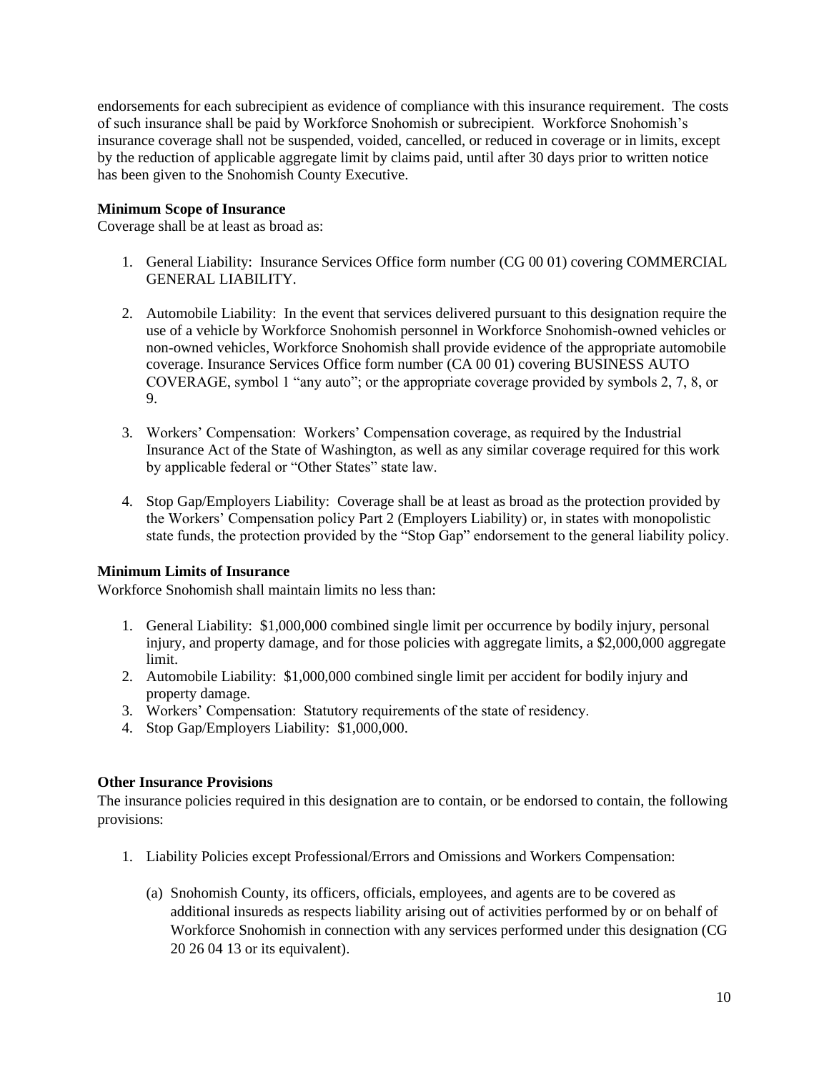endorsements for each subrecipient as evidence of compliance with this insurance requirement. The costs of such insurance shall be paid by Workforce Snohomish or subrecipient. Workforce Snohomish's insurance coverage shall not be suspended, voided, cancelled, or reduced in coverage or in limits, except by the reduction of applicable aggregate limit by claims paid, until after 30 days prior to written notice has been given to the Snohomish County Executive.

**Minimum Scope of Insurance**

Coverage shall be at least as broad as:

1. General Liability: Insurance Services Office form number (CG 00 01) covering COMMERCIAL GENERAL LIABILITY.

2. Automobile Liability: In the event that services delivered pursuant to this designation require the use of a vehicle by Workforce Snohomish personnel in Workforce Snohomish-owned vehicles or non-owned vehicles, Workforce Snohomish shall provide evidence of the appropriate automobile coverage. Insurance Services Office form number (CA 00 01) covering BUSINESS AUTO COVERAGE, symbol 1 "any auto"; or the appropriate coverage provided by symbols 2, 7, 8, or 9.

3. Workers' Compensation: Workers' Compensation coverage, as required by the Industrial Insurance Act of the State of Washington, as well as any similar coverage required for this work by applicable federal or "Other States" state law.

4. Stop Gap/Employers Liability: Coverage shall be at least as broad as the protection provided by the Workers' Compensation policy Part 2 (Employers Liability) or, in states with monopolistic state funds, the protection provided by the "Stop Gap" endorsement to the general liability policy.

**Minimum Limits of Insurance**

Workforce Snohomish shall maintain limits no less than:

1. General Liability: $1,000,000 combined single limit per occurrence by bodily injury, personal injury, and property damage, and for those policies with aggregate limits, a $2,000,000 aggregate limit.
2. Automobile Liability: $1,000,000 combined single limit per accident for bodily injury and property damage.
3. Workers' Compensation: Statutory requirements of the state of residency.
4. Stop Gap/Employers Liability: $1,000,000.

**Other Insurance Provisions**

The insurance policies required in this designation are to contain, or be endorsed to contain, the following provisions:

1. Liability Policies except Professional/Errors and Omissions and Workers Compensation:

   (a) Snohomish County, its officers, officials, employees, and agents are to be covered as additional insureds as respects liability arising out of activities performed by or on behalf of Workforce Snohomish in connection with any services performed under this designation (CG 20 26 04 13 or its equivalent).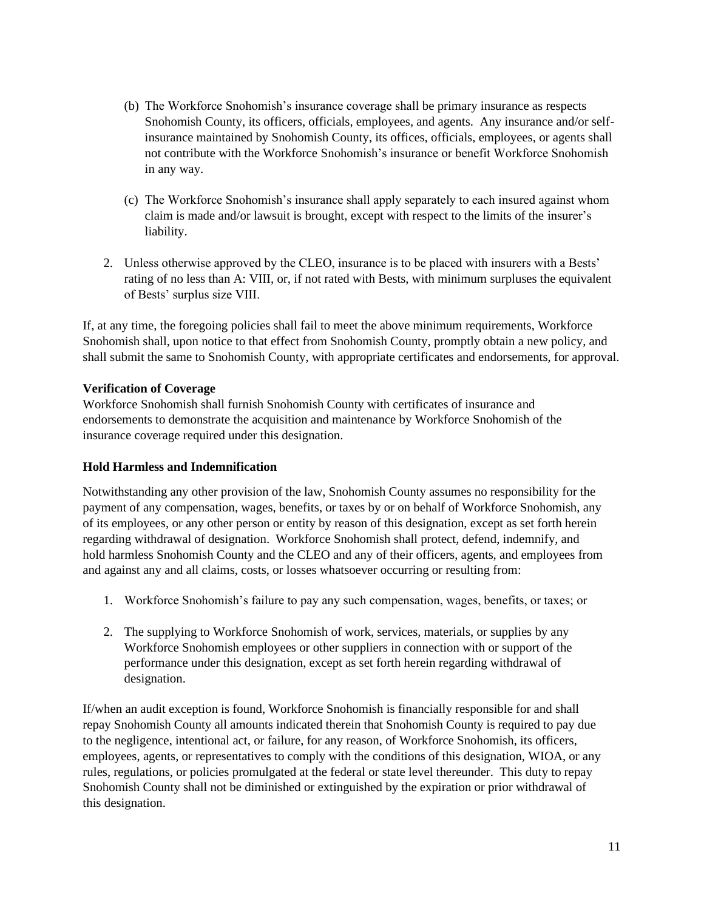(b) The Workforce Snohomish's insurance coverage shall be primary insurance as respects Snohomish County, its officers, officials, employees, and agents. Any insurance and/or self-insurance maintained by Snohomish County, its offices, officials, employees, or agents shall not contribute with the Workforce Snohomish's insurance or benefit Workforce Snohomish in any way.

(c) The Workforce Snohomish's insurance shall apply separately to each insured against whom claim is made and/or lawsuit is brought, except with respect to the limits of the insurer's liability.

2. Unless otherwise approved by the CLEO, insurance is to be placed with insurers with a Bests' rating of no less than A: VIII, or, if not rated with Bests, with minimum surpluses the equivalent of Bests' surplus size VIII.

If, at any time, the foregoing policies shall fail to meet the above minimum requirements, Workforce Snohomish shall, upon notice to that effect from Snohomish County, promptly obtain a new policy, and shall submit the same to Snohomish County, with appropriate certificates and endorsements, for approval.

**Verification of Coverage**

Workforce Snohomish shall furnish Snohomish County with certificates of insurance and endorsements to demonstrate the acquisition and maintenance by Workforce Snohomish of the insurance coverage required under this designation.

**Hold Harmless and Indemnification**

Notwithstanding any other provision of the law, Snohomish County assumes no responsibility for the payment of any compensation, wages, benefits, or taxes by or on behalf of Workforce Snohomish, any of its employees, or any other person or entity by reason of this designation, except as set forth herein regarding withdrawal of designation. Workforce Snohomish shall protect, defend, indemnify, and hold harmless Snohomish County and the CLEO and any of their officers, agents, and employees from and against any and all claims, costs, or losses whatsoever occurring or resulting from:

1. Workforce Snohomish's failure to pay any such compensation, wages, benefits, or taxes; or

2. The supplying to Workforce Snohomish of work, services, materials, or supplies by any Workforce Snohomish employees or other suppliers in connection with or support of the performance under this designation, except as set forth herein regarding withdrawal of designation.

If/when an audit exception is found, Workforce Snohomish is financially responsible for and shall repay Snohomish County all amounts indicated therein that Snohomish County is required to pay due to the negligence, intentional act, or failure, for any reason, of Workforce Snohomish, its officers, employees, agents, or representatives to comply with the conditions of this designation, WIOA, or any rules, regulations, or policies promulgated at the federal or state level thereunder. This duty to repay Snohomish County shall not be diminished or extinguished by the expiration or prior withdrawal of this designation.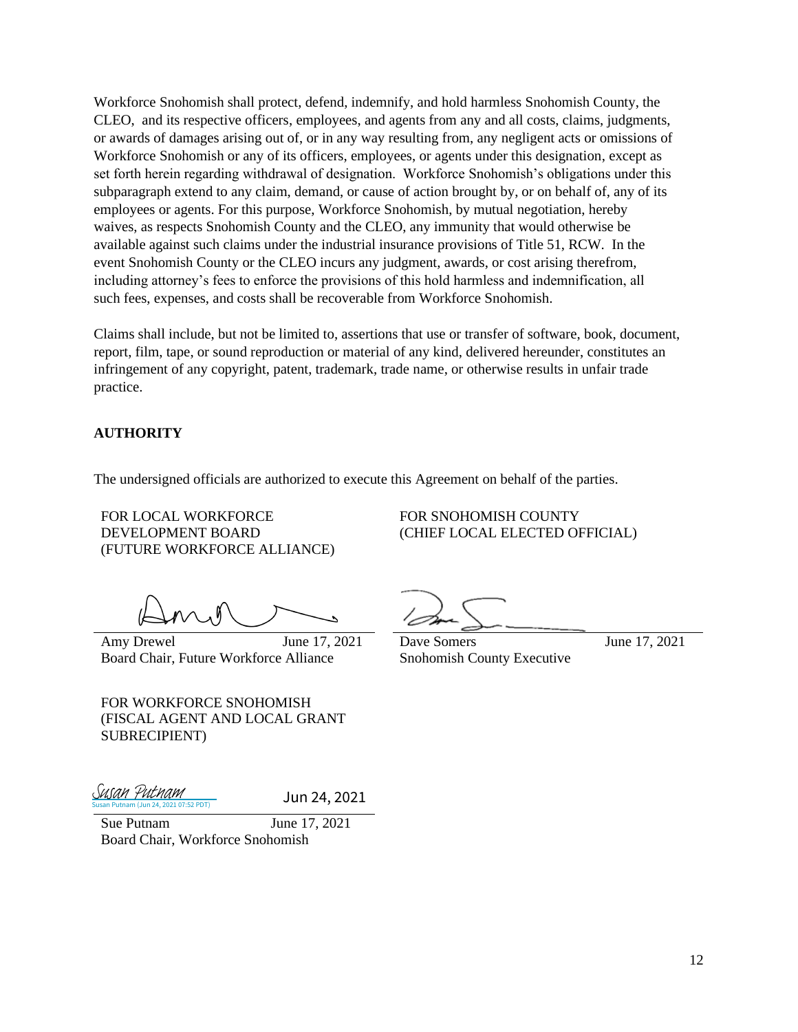Workforce Snohomish shall protect, defend, indemnify, and hold harmless Snohomish County, the CLEO, and its respective officers, employees, and agents from any and all costs, claims, judgments, or awards of damages arising out of, or in any way resulting from, any negligent acts or omissions of Workforce Snohomish or any of its officers, employees, or agents under this designation, except as set forth herein regarding withdrawal of designation. Workforce Snohomish's obligations under this subparagraph extend to any claim, demand, or cause of action brought by, or on behalf of, any of its employees or agents. For this purpose, Workforce Snohomish, by mutual negotiation, hereby waives, as respects Snohomish County and the CLEO, any immunity that would otherwise be available against such claims under the industrial insurance provisions of Title 51, RCW. In the event Snohomish County or the CLEO incurs any judgment, awards, or cost arising therefrom, including attorney's fees to enforce the provisions of this hold harmless and indemnification, all such fees, expenses, and costs shall be recoverable from Workforce Snohomish.

Claims shall include, but not be limited to, assertions that use or transfer of software, book, document, report, film, tape, or sound reproduction or material of any kind, delivered hereunder, constitutes an infringement of any copyright, patent, trademark, trade name, or otherwise results in unfair trade practice.

**AUTHORITY**

The undersigned officials are authorized to execute this Agreement on behalf of the parties.

FOR LOCAL WORKFORCE DEVELOPMENT BOARD (FUTURE WORKFORCE ALLIANCE)

Amy Drewel June 17, 2021
Board Chair, Future Workforce Alliance

FOR SNOHOMISH COUNTY (CHIEF LOCAL ELECTED OFFICIAL)

Dave Somers June 17, 2021
Snohomish County Executive

FOR WORKFORCE SNOHOMISH (FISCAL AGENT AND LOCAL GRANT SUBRECIPIENT)

Susan Putnam
Susan Putnam (Jun 24, 2021 07:52 PDT) Jun 24, 2021

Sue Putnam June 17, 2021
Board Chair, Workforce Snohomish